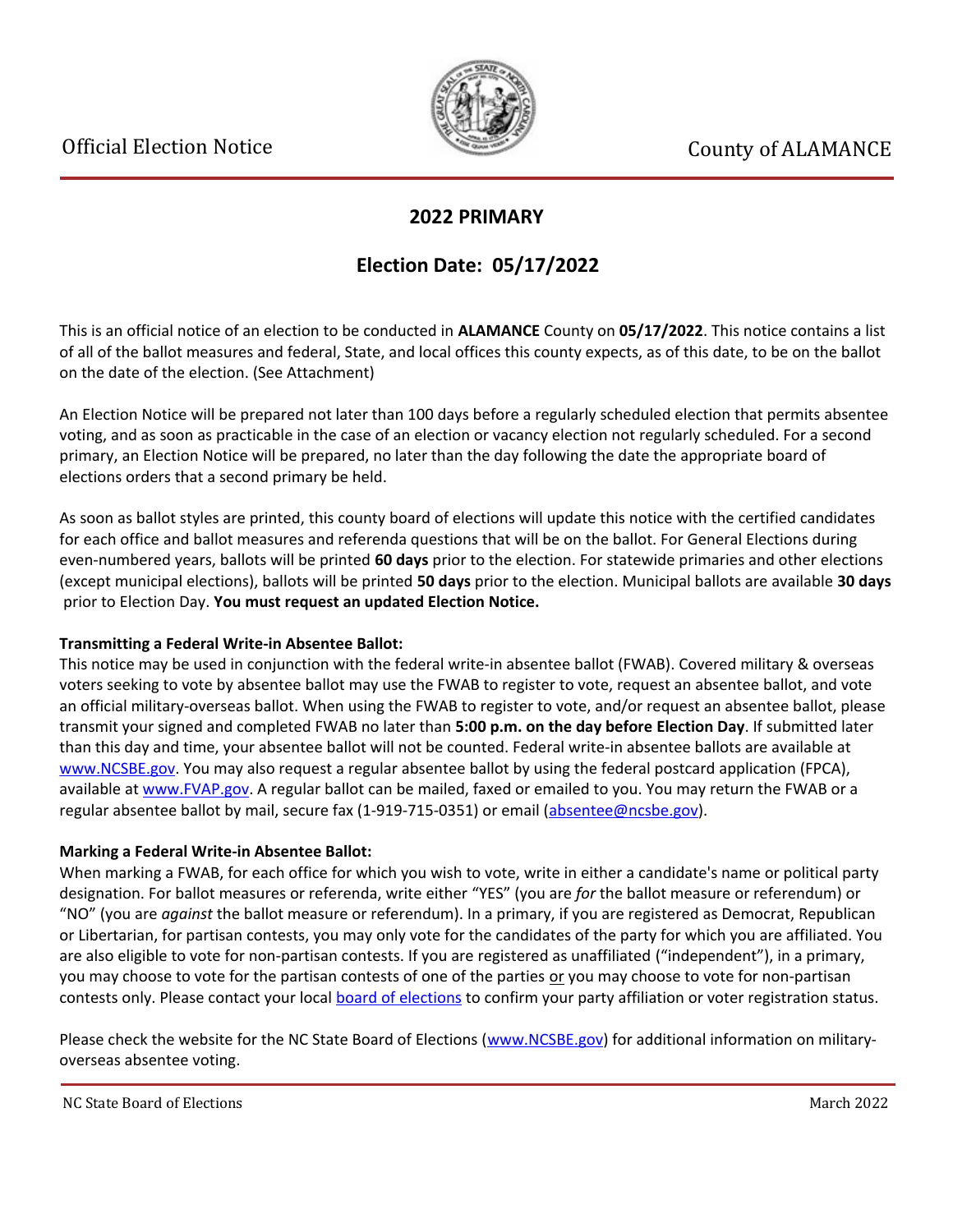Official Election Notice

County of ALAMANCE

## 2022 PRIMARY

## Election Date: 05/17/2022

This is an official notice of an election to be conducted in **ALAMANCE** County on **05/17/2022**. This notice contains a list of all of the ballot measures and federal, State, and local offices this county expects, as of this date, to be on the ballot on the date of the election. (See Attachment)

An Election Notice will be prepared not later than 100 days before a regularly scheduled election that permits absentee voting, and as soon as practicable in the case of an election or vacancy election not regularly scheduled. For a second primary, an Election Notice will be prepared, no later than the day following the date the appropriate board of elections orders that a second primary be held.

As soon as ballot styles are printed, this county board of elections will update this notice with the certified candidates for each office and ballot measures and referenda questions that will be on the ballot. For General Elections during even-numbered years, ballots will be printed **60 days** prior to the election. For statewide primaries and other elections (except municipal elections), ballots will be printed **50 days** prior to the election. Municipal ballots are available **30 days** prior to Election Day. **You must request an updated Election Notice.**

**Transmitting a Federal Write-in Absentee Ballot:**
This notice may be used in conjunction with the federal write-in absentee ballot (FWAB). Covered military & overseas voters seeking to vote by absentee ballot may use the FWAB to register to vote, request an absentee ballot, and vote an official military-overseas ballot. When using the FWAB to register to vote, and/or request an absentee ballot, please transmit your signed and completed FWAB no later than **5:00 p.m. on the day before Election Day**. If submitted later than this day and time, your absentee ballot will not be counted. Federal write-in absentee ballots are available at www.NCSBE.gov. You may also request a regular absentee ballot by using the federal postcard application (FPCA), available at www.FVAP.gov. A regular ballot can be mailed, faxed or emailed to you. You may return the FWAB or a regular absentee ballot by mail, secure fax (1-919-715-0351) or email (absentee@ncsbe.gov).

**Marking a Federal Write-in Absentee Ballot:**
When marking a FWAB, for each office for which you wish to vote, write in either a candidate's name or political party designation. For ballot measures or referenda, write either "YES" (you are *for* the ballot measure or referendum) or "NO" (you are *against* the ballot measure or referendum). In a primary, if you are registered as Democrat, Republican or Libertarian, for partisan contests, you may only vote for the candidates of the party for which you are affiliated. You are also eligible to vote for non-partisan contests. If you are registered as unaffiliated ("independent"), in a primary, you may choose to vote for the partisan contests of one of the parties or you may choose to vote for non-partisan contests only. Please contact your local board of elections to confirm your party affiliation or voter registration status.

Please check the website for the NC State Board of Elections (www.NCSBE.gov) for additional information on military-overseas absentee voting.

NC State Board of Elections — March 2022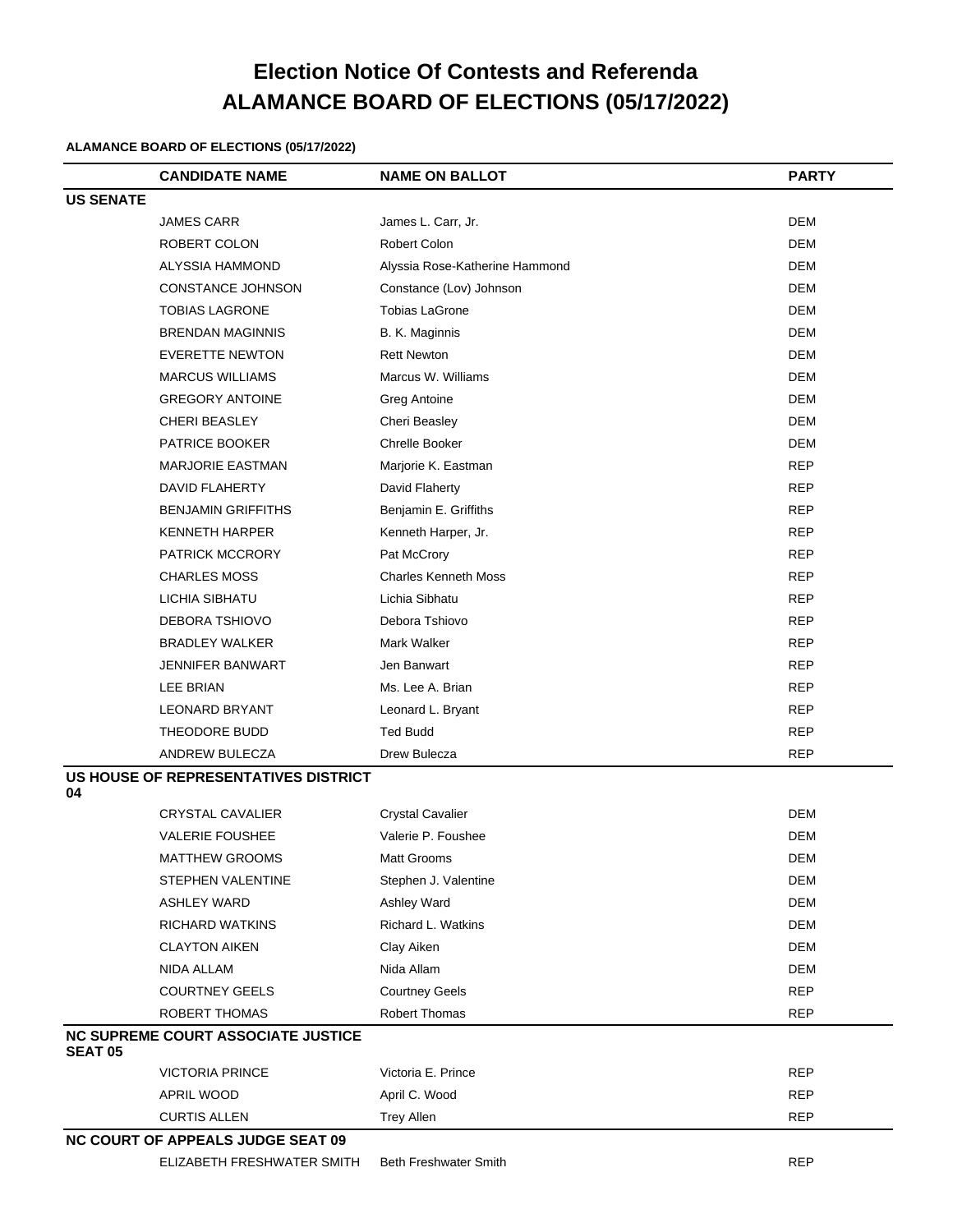# Election Notice Of Contests and Referenda
# ALAMANCE BOARD OF ELECTIONS (05/17/2022)

**ALAMANCE BOARD OF ELECTIONS (05/17/2022)**

| | CANDIDATE NAME | NAME ON BALLOT | PARTY |
|---|---|---|---|
| **US SENATE** | | | |
| | JAMES CARR | James L. Carr, Jr. | DEM |
| | ROBERT COLON | Robert Colon | DEM |
| | ALYSSIA HAMMOND | Alyssia Rose-Katherine Hammond | DEM |
| | CONSTANCE JOHNSON | Constance (Lov) Johnson | DEM |
| | TOBIAS LAGRONE | Tobias LaGrone | DEM |
| | BRENDAN MAGINNIS | B. K. Maginnis | DEM |
| | EVERETTE NEWTON | Rett Newton | DEM |
| | MARCUS WILLIAMS | Marcus W. Williams | DEM |
| | GREGORY ANTOINE | Greg Antoine | DEM |
| | CHERI BEASLEY | Cheri Beasley | DEM |
| | PATRICE BOOKER | Chrelle Booker | DEM |
| | MARJORIE EASTMAN | Marjorie K. Eastman | REP |
| | DAVID FLAHERTY | David Flaherty | REP |
| | BENJAMIN GRIFFITHS | Benjamin E. Griffiths | REP |
| | KENNETH HARPER | Kenneth Harper, Jr. | REP |
| | PATRICK MCCRORY | Pat McCrory | REP |
| | CHARLES MOSS | Charles Kenneth Moss | REP |
| | LICHIA SIBHATU | Lichia Sibhatu | REP |
| | DEBORA TSHIOVO | Debora Tshiovo | REP |
| | BRADLEY WALKER | Mark Walker | REP |
| | JENNIFER BANWART | Jen Banwart | REP |
| | LEE BRIAN | Ms. Lee A. Brian | REP |
| | LEONARD BRYANT | Leonard L. Bryant | REP |
| | THEODORE BUDD | Ted Budd | REP |
| | ANDREW BULECZA | Drew Bulecza | REP |
| **US HOUSE OF REPRESENTATIVES DISTRICT 04** | | | |
| | CRYSTAL CAVALIER | Crystal Cavalier | DEM |
| | VALERIE FOUSHEE | Valerie P. Foushee | DEM |
| | MATTHEW GROOMS | Matt Grooms | DEM |
| | STEPHEN VALENTINE | Stephen J. Valentine | DEM |
| | ASHLEY WARD | Ashley Ward | DEM |
| | RICHARD WATKINS | Richard L. Watkins | DEM |
| | CLAYTON AIKEN | Clay Aiken | DEM |
| | NIDA ALLAM | Nida Allam | DEM |
| | COURTNEY GEELS | Courtney Geels | REP |
| | ROBERT THOMAS | Robert Thomas | REP |
| **NC SUPREME COURT ASSOCIATE JUSTICE SEAT 05** | | | |
| | VICTORIA PRINCE | Victoria E. Prince | REP |
| | APRIL WOOD | April C. Wood | REP |
| | CURTIS ALLEN | Trey Allen | REP |
| **NC COURT OF APPEALS JUDGE SEAT 09** | | | |
| | ELIZABETH FRESHWATER SMITH | Beth Freshwater Smith | REP |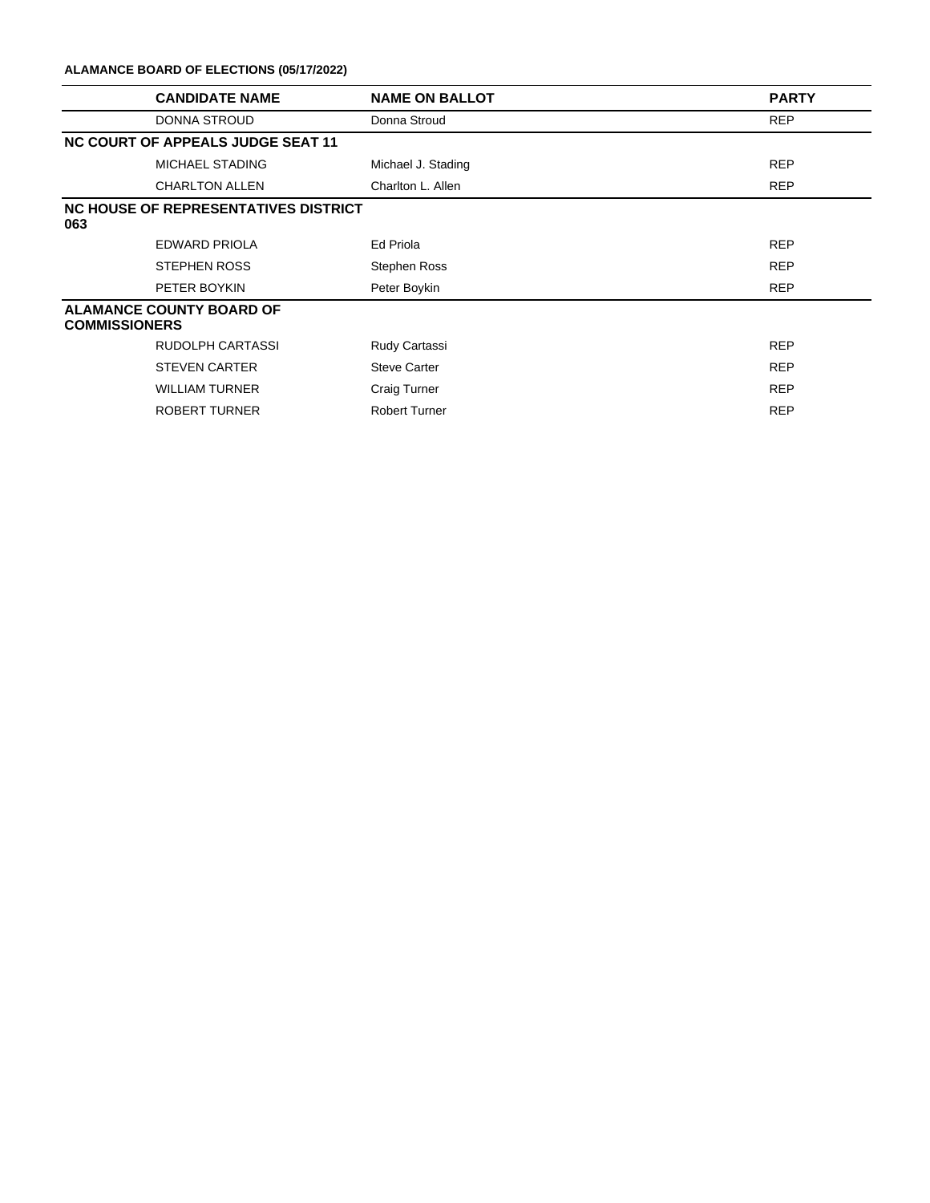**ALAMANCE BOARD OF ELECTIONS (05/17/2022)**

| CANDIDATE NAME | NAME ON BALLOT | PARTY |
|---|---|---|
| DONNA STROUD | Donna Stroud | REP |
| **NC COURT OF APPEALS JUDGE SEAT 11** | | |
| MICHAEL STADING | Michael J. Stading | REP |
| CHARLTON ALLEN | Charlton L. Allen | REP |
| **NC HOUSE OF REPRESENTATIVES DISTRICT 063** | | |
| EDWARD PRIOLA | Ed Priola | REP |
| STEPHEN ROSS | Stephen Ross | REP |
| PETER BOYKIN | Peter Boykin | REP |
| **ALAMANCE COUNTY BOARD OF COMMISSIONERS** | | |
| RUDOLPH CARTASSI | Rudy Cartassi | REP |
| STEVEN CARTER | Steve Carter | REP |
| WILLIAM TURNER | Craig Turner | REP |
| ROBERT TURNER | Robert Turner | REP |